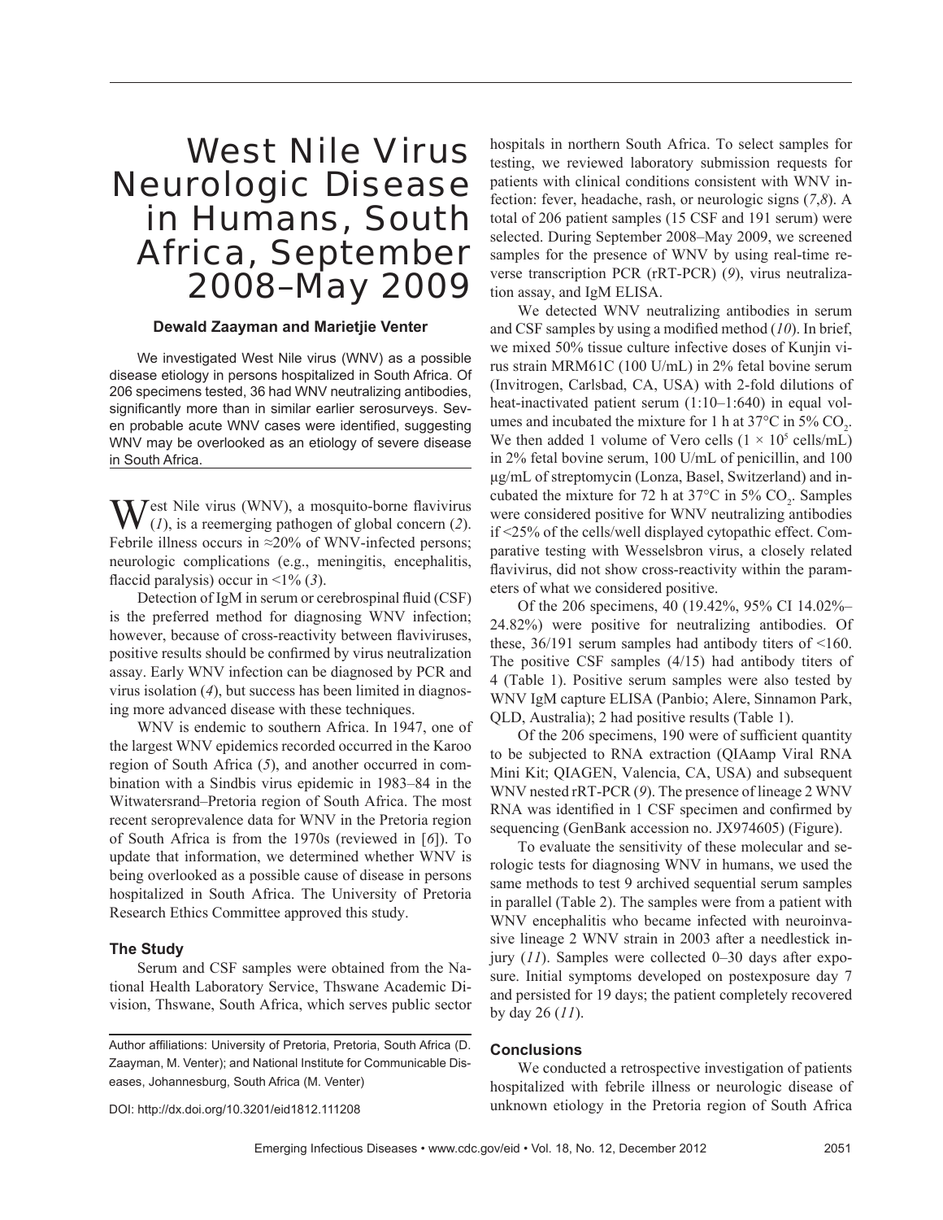// West Nile Virus Neurologic Disease in Humans, South Africa, September 2008–May 2009

**Dewald Zaayman and Marietjie Venter**

We investigated West Nile virus (WNV) as a possible disease etiology in persons hospitalized in South Africa. Of 206 specimens tested, 36 had WNV neutralizing antibodies, significantly more than in similar earlier serosurveys. Seven probable acute WNV cases were identified, suggesting WNV may be overlooked as an etiology of severe disease in South Africa.

West Nile virus (WNV), a mosquito-borne flavivirus (*1*), is a reemerging pathogen of global concern (*2*). Febrile illness occurs in ≈20% of WNV-infected persons; neurologic complications (e.g., meningitis, encephalitis, flaccid paralysis) occur in <1% (*3*).

Detection of IgM in serum or cerebrospinal fluid (CSF) is the preferred method for diagnosing WNV infection; however, because of cross-reactivity between flaviviruses, positive results should be confirmed by virus neutralization assay. Early WNV infection can be diagnosed by PCR and virus isolation (*4*), but success has been limited in diagnosing more advanced disease with these techniques.

WNV is endemic to southern Africa. In 1947, one of the largest WNV epidemics recorded occurred in the Karoo region of South Africa (*5*), and another occurred in combination with a Sindbis virus epidemic in 1983–84 in the Witwatersrand–Pretoria region of South Africa. The most recent seroprevalence data for WNV in the Pretoria region of South Africa is from the 1970s (reviewed in [*6*]). To update that information, we determined whether WNV is being overlooked as a possible cause of disease in persons hospitalized in South Africa. The University of Pretoria Research Ethics Committee approved this study.

### The Study

Serum and CSF samples were obtained from the National Health Laboratory Service, Thswane Academic Division, Thswane, South Africa, which serves public sector hospitals in northern South Africa. To select samples for testing, we reviewed laboratory submission requests for patients with clinical conditions consistent with WNV infection: fever, headache, rash, or neurologic signs (*7*,*8*). A total of 206 patient samples (15 CSF and 191 serum) were selected. During September 2008–May 2009, we screened samples for the presence of WNV by using real-time reverse transcription PCR (rRT-PCR) (*9*), virus neutralization assay, and IgM ELISA.

We detected WNV neutralizing antibodies in serum and CSF samples by using a modified method (*10*). In brief, we mixed 50% tissue culture infective doses of Kunjin virus strain MRM61C (100 U/mL) in 2% fetal bovine serum (Invitrogen, Carlsbad, CA, USA) with 2-fold dilutions of heat-inactivated patient serum (1:10–1:640) in equal volumes and incubated the mixture for 1 h at 37°C in 5% $CO_2$. We then added 1 volume of Vero cells ($1 \times 10^5$ cells/mL) in 2% fetal bovine serum, 100 U/mL of penicillin, and 100 µg/mL of streptomycin (Lonza, Basel, Switzerland) and incubated the mixture for 72 h at 37°C in 5% $CO_2$. Samples were considered positive for WNV neutralizing antibodies if <25% of the cells/well displayed cytopathic effect. Comparative testing with Wesselsbron virus, a closely related flavivirus, did not show cross-reactivity within the parameters of what we considered positive.

Of the 206 specimens, 40 (19.42%, 95% CI 14.02%–24.82%) were positive for neutralizing antibodies. Of these, 36/191 serum samples had antibody titers of <160. The positive CSF samples (4/15) had antibody titers of 4 (Table 1). Positive serum samples were also tested by WNV IgM capture ELISA (Panbio; Alere, Sinnamon Park, QLD, Australia); 2 had positive results (Table 1).

Of the 206 specimens, 190 were of sufficient quantity to be subjected to RNA extraction (QIAamp Viral RNA Mini Kit; QIAGEN, Valencia, CA, USA) and subsequent WNV nested rRT-PCR (*9*). The presence of lineage 2 WNV RNA was identified in 1 CSF specimen and confirmed by sequencing (GenBank accession no. JX974605) (Figure).

To evaluate the sensitivity of these molecular and serologic tests for diagnosing WNV in humans, we used the same methods to test 9 archived sequential serum samples in parallel (Table 2). The samples were from a patient with WNV encephalitis who became infected with neuroinvasive lineage 2 WNV strain in 2003 after a needlestick injury (*11*). Samples were collected 0–30 days after exposure. Initial symptoms developed on postexposure day 7 and persisted for 19 days; the patient completely recovered by day 26 (*11*).

### Conclusions

We conducted a retrospective investigation of patients hospitalized with febrile illness or neurologic disease of unknown etiology in the Pretoria region of South Africa

Author affiliations: University of Pretoria, Pretoria, South Africa (D. Zaayman, M. Venter); and National Institute for Communicable Diseases, Johannesburg, South Africa (M. Venter)

DOI: http://dx.doi.org/10.3201/eid1812.111208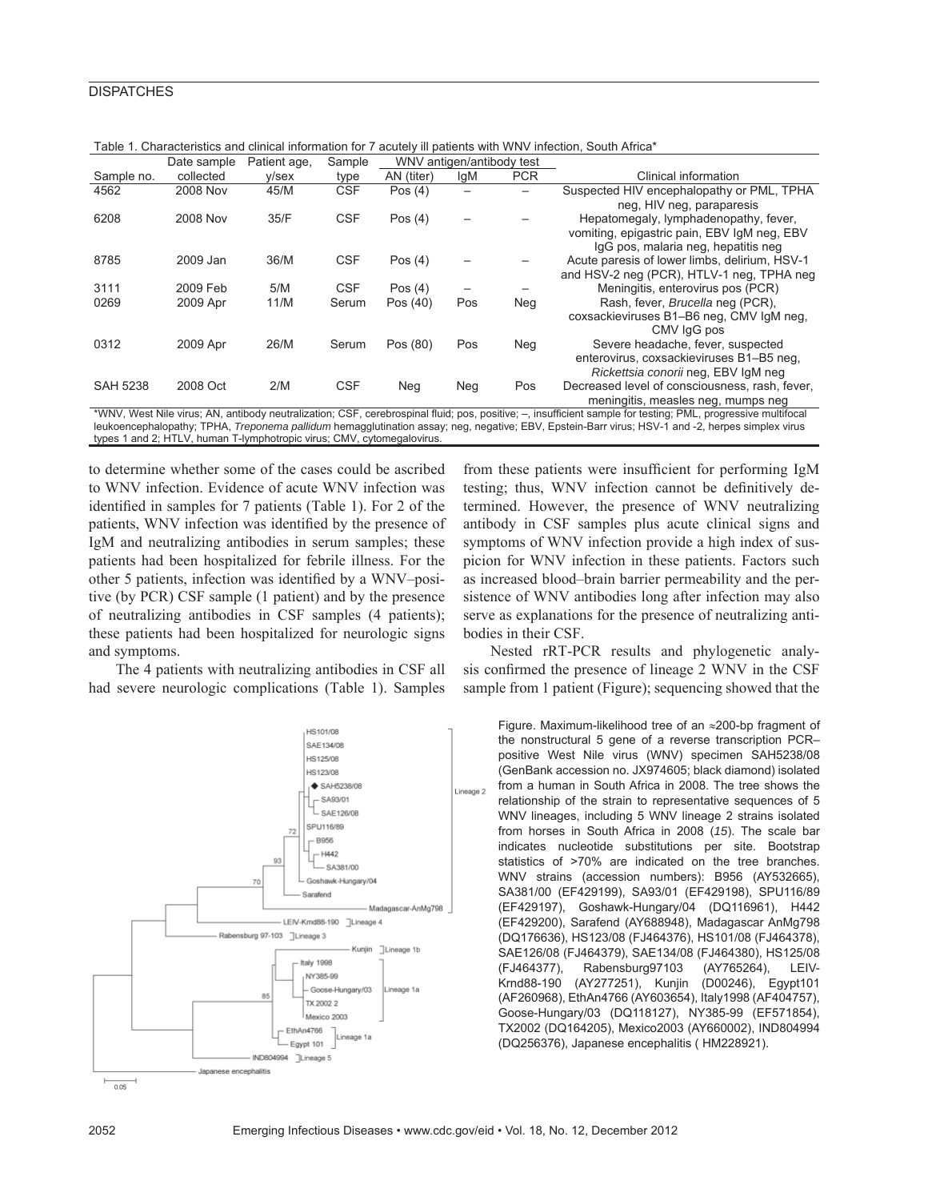Table 1. Characteristics and clinical information for 7 acutely ill patients with WNV infection, South Africa*

| Sample no. | Date sample collected | Patient age, y/sex | Sample type | WNV antigen/antibody test | | | Clinical information |
|---|---|---|---|---|---|---|---|
| | | | | AN (titer) | IgM | PCR | |
| 4562 | 2008 Nov | 45/M | CSF | Pos (4) | – | – | Suspected HIV encephalopathy or PML, TPHA neg, HIV neg, paraparesis |
| 6208 | 2008 Nov | 35/F | CSF | Pos (4) | – | – | Hepatomegaly, lymphadenopathy, fever, vomiting, epigastric pain, EBV IgM neg, EBV IgG pos, malaria neg, hepatitis neg |
| 8785 | 2009 Jan | 36/M | CSF | Pos (4) | – | – | Acute paresis of lower limbs, delirium, HSV-1 and HSV-2 neg (PCR), HTLV-1 neg, TPHA neg |
| 3111 | 2009 Feb | 5/M | CSF | Pos (4) | – | – | Meningitis, enterovirus pos (PCR) |
| 0269 | 2009 Apr | 11/M | Serum | Pos (40) | Pos | Neg | Rash, fever, *Brucella* neg (PCR), coxsackieviruses B1–B6 neg, CMV IgM neg, CMV IgG pos |
| 0312 | 2009 Apr | 26/M | Serum | Pos (80) | Pos | Neg | Severe headache, fever, suspected enterovirus, coxsackieviruses B1–B5 neg, *Rickettsia conorii* neg, EBV IgM neg |
| SAH 5238 | 2008 Oct | 2/M | CSF | Neg | Neg | Pos | Decreased level of consciousness, rash, fever, meningitis, measles neg, mumps neg |

*WNV, West Nile virus; AN, antibody neutralization; CSF, cerebrospinal fluid; pos, positive; –, insufficient sample for testing; PML, progressive multifocal leukoencephalopathy; TPHA, *Treponema pallidum* hemagglutination assay; neg, negative; EBV, Epstein-Barr virus; HSV-1 and -2, herpes simplex virus types 1 and 2; HTLV, human T-lymphotropic virus; CMV, cytomegalovirus.

to determine whether some of the cases could be ascribed to WNV infection. Evidence of acute WNV infection was identified in samples for 7 patients (Table 1). For 2 of the patients, WNV infection was identified by the presence of IgM and neutralizing antibodies in serum samples; these patients had been hospitalized for febrile illness. For the other 5 patients, infection was identified by a WNV–positive (by PCR) CSF sample (1 patient) and by the presence of neutralizing antibodies in CSF samples (4 patients); these patients had been hospitalized for neurologic signs and symptoms.

The 4 patients with neutralizing antibodies in CSF all had severe neurologic complications (Table 1). Samples from these patients were insufficient for performing IgM testing; thus, WNV infection cannot be definitively determined. However, the presence of WNV neutralizing antibody in CSF samples plus acute clinical signs and symptoms of WNV infection provide a high index of suspicion for WNV infection in these patients. Factors such as increased blood–brain barrier permeability and the persistence of WNV antibodies long after infection may also serve as explanations for the presence of neutralizing antibodies in their CSF.

Nested rRT-PCR results and phylogenetic analysis confirmed the presence of lineage 2 WNV in the CSF sample from 1 patient (Figure); sequencing showed that the

Figure. Maximum-likelihood tree of an ≈200-bp fragment of the nonstructural 5 gene of a reverse transcription PCR–positive West Nile virus (WNV) specimen SAH5238/08 (GenBank accession no. JX974605; black diamond) isolated from a human in South Africa in 2008. The tree shows the relationship of the strain to representative sequences of 5 WNV lineages, including 5 WNV lineage 2 strains isolated from horses in South Africa in 2008 (*15*). The scale bar indicates nucleotide substitutions per site. Bootstrap statistics of >70% are indicated on the tree branches. WNV strains (accession numbers): B956 (AY532665), SA381/00 (EF429199), SA93/01 (EF429198), SPU116/89 (EF429197), Goshawk-Hungary/04 (DQ116961), H442 (EF429200), Sarafend (AY688948), Madagascar AnMg798 (DQ176636), HS123/08 (FJ464376), HS101/08 (FJ464378), SAE126/08 (FJ464379), SAE134/08 (FJ464380), HS125/08 (FJ464377), Rabensburg97103 (AY765264), LEIV-Krnd88-190 (AY277251), Kunjin (D00246), Egypt101 (AF260968), EthAn4766 (AY603654), Italy1998 (AF404757), Goose-Hungary/03 (DQ118127), NY385-99 (EF571854), TX2002 (DQ164205), Mexico2003 (AY660002), IND804994 (DQ256376), Japanese encephalitis ( HM228921).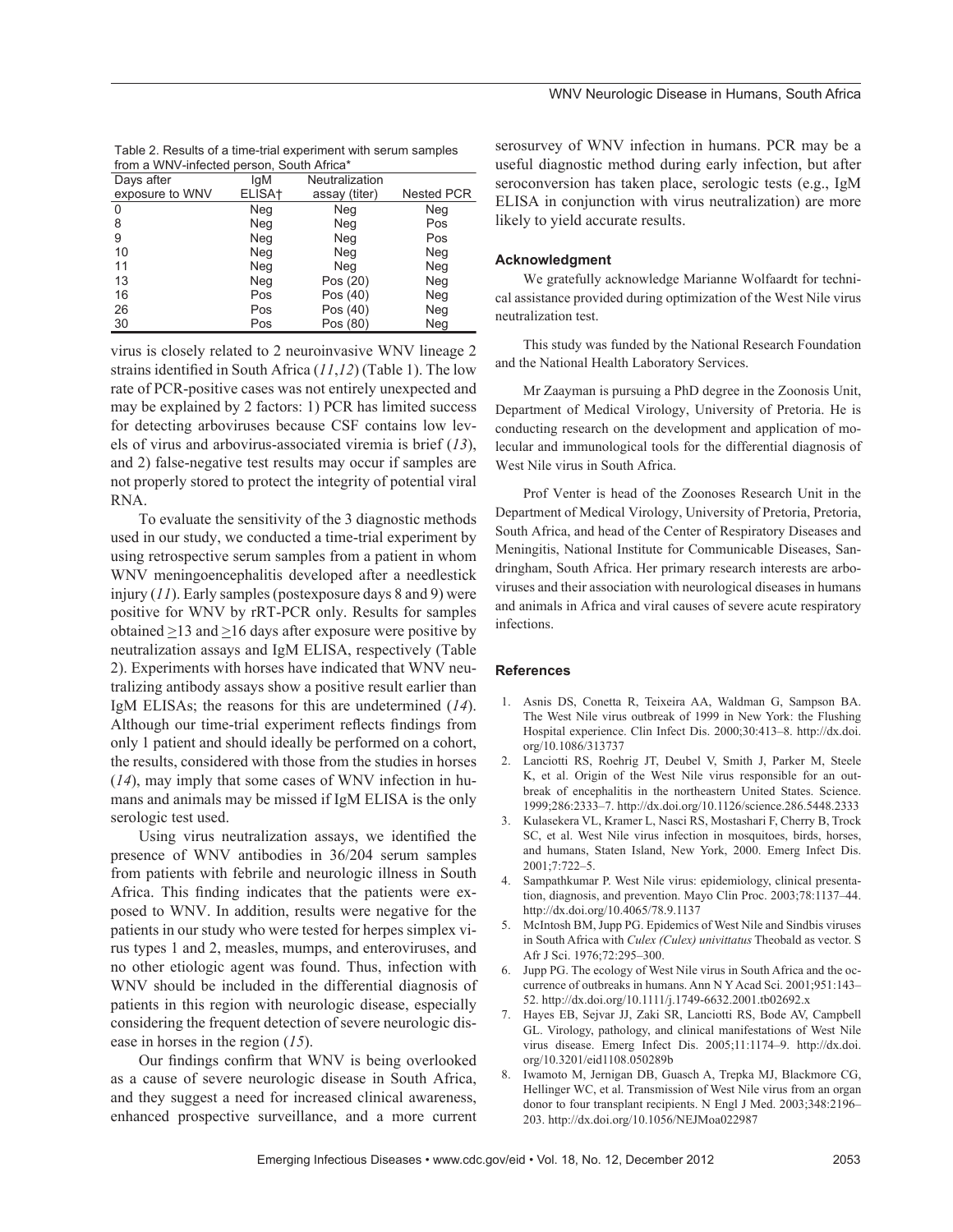Table 2. Results of a time-trial experiment with serum samples from a WNV-infected person, South Africa*

| Days after exposure to WNV | IgM ELISA† | Neutralization assay (titer) | Nested PCR |
|---|---|---|---|
| 0 | Neg | Neg | Neg |
| 8 | Neg | Neg | Pos |
| 9 | Neg | Neg | Pos |
| 10 | Neg | Neg | Neg |
| 11 | Neg | Neg | Neg |
| 13 | Neg | Pos (20) | Neg |
| 16 | Pos | Pos (40) | Neg |
| 26 | Pos | Pos (40) | Neg |
| 30 | Pos | Pos (80) | Neg |

virus is closely related to 2 neuroinvasive WNV lineage 2 strains identified in South Africa (*11*,*12*) (Table 1). The low rate of PCR-positive cases was not entirely unexpected and may be explained by 2 factors: 1) PCR has limited success for detecting arboviruses because CSF contains low levels of virus and arbovirus-associated viremia is brief (*13*), and 2) false-negative test results may occur if samples are not properly stored to protect the integrity of potential viral RNA.

To evaluate the sensitivity of the 3 diagnostic methods used in our study, we conducted a time-trial experiment by using retrospective serum samples from a patient in whom WNV meningoencephalitis developed after a needlestick injury (*11*). Early samples (postexposure days 8 and 9) were positive for WNV by rRT-PCR only. Results for samples obtained ≥13 and ≥16 days after exposure were positive by neutralization assays and IgM ELISA, respectively (Table 2). Experiments with horses have indicated that WNV neutralizing antibody assays show a positive result earlier than IgM ELISAs; the reasons for this are undetermined (*14*). Although our time-trial experiment reflects findings from only 1 patient and should ideally be performed on a cohort, the results, considered with those from the studies in horses (*14*), may imply that some cases of WNV infection in humans and animals may be missed if IgM ELISA is the only serologic test used.

Using virus neutralization assays, we identified the presence of WNV antibodies in 36/204 serum samples from patients with febrile and neurologic illness in South Africa. This finding indicates that the patients were exposed to WNV. In addition, results were negative for the patients in our study who were tested for herpes simplex virus types 1 and 2, measles, mumps, and enteroviruses, and no other etiologic agent was found. Thus, infection with WNV should be included in the differential diagnosis of patients in this region with neurologic disease, especially considering the frequent detection of severe neurologic disease in horses in the region (*15*).

Our findings confirm that WNV is being overlooked as a cause of severe neurologic disease in South Africa, and they suggest a need for increased clinical awareness, enhanced prospective surveillance, and a more current serosurvey of WNV infection in humans. PCR may be a useful diagnostic method during early infection, but after seroconversion has taken place, serologic tests (e.g., IgM ELISA in conjunction with virus neutralization) are more likely to yield accurate results.

#### Acknowledgment

We gratefully acknowledge Marianne Wolfaardt for technical assistance provided during optimization of the West Nile virus neutralization test.

This study was funded by the National Research Foundation and the National Health Laboratory Services.

Mr Zaayman is pursuing a PhD degree in the Zoonosis Unit, Department of Medical Virology, University of Pretoria. He is conducting research on the development and application of molecular and immunological tools for the differential diagnosis of West Nile virus in South Africa.

Prof Venter is head of the Zoonoses Research Unit in the Department of Medical Virology, University of Pretoria, Pretoria, South Africa, and head of the Center of Respiratory Diseases and Meningitis, National Institute for Communicable Diseases, Sandringham, South Africa. Her primary research interests are arboviruses and their association with neurological diseases in humans and animals in Africa and viral causes of severe acute respiratory infections.

#### References

1. Asnis DS, Conetta R, Teixeira AA, Waldman G, Sampson BA. The West Nile virus outbreak of 1999 in New York: the Flushing Hospital experience. Clin Infect Dis. 2000;30:413–8. http://dx.doi.org/10.1086/313737
2. Lanciotti RS, Roehrig JT, Deubel V, Smith J, Parker M, Steele K, et al. Origin of the West Nile virus responsible for an outbreak of encephalitis in the northeastern United States. Science. 1999;286:2333–7. http://dx.doi.org/10.1126/science.286.5448.2333
3. Kulasekera VL, Kramer L, Nasci RS, Mostashari F, Cherry B, Trock SC, et al. West Nile virus infection in mosquitoes, birds, horses, and humans, Staten Island, New York, 2000. Emerg Infect Dis. 2001;7:722–5.
4. Sampathkumar P. West Nile virus: epidemiology, clinical presentation, diagnosis, and prevention. Mayo Clin Proc. 2003;78:1137–44. http://dx.doi.org/10.4065/78.9.1137
5. McIntosh BM, Jupp PG. Epidemics of West Nile and Sindbis viruses in South Africa with *Culex (Culex) univittatus* Theobald as vector. S Afr J Sci. 1976;72:295–300.
6. Jupp PG. The ecology of West Nile virus in South Africa and the occurrence of outbreaks in humans. Ann N Y Acad Sci. 2001;951:143–52. http://dx.doi.org/10.1111/j.1749-6632.2001.tb02692.x
7. Hayes EB, Sejvar JJ, Zaki SR, Lanciotti RS, Bode AV, Campbell GL. Virology, pathology, and clinical manifestations of West Nile virus disease. Emerg Infect Dis. 2005;11:1174–9. http://dx.doi.org/10.3201/eid1108.050289b
8. Iwamoto M, Jernigan DB, Guasch A, Trepka MJ, Blackmore CG, Hellinger WC, et al. Transmission of West Nile virus from an organ donor to four transplant recipients. N Engl J Med. 2003;348:2196–203. http://dx.doi.org/10.1056/NEJMoa022987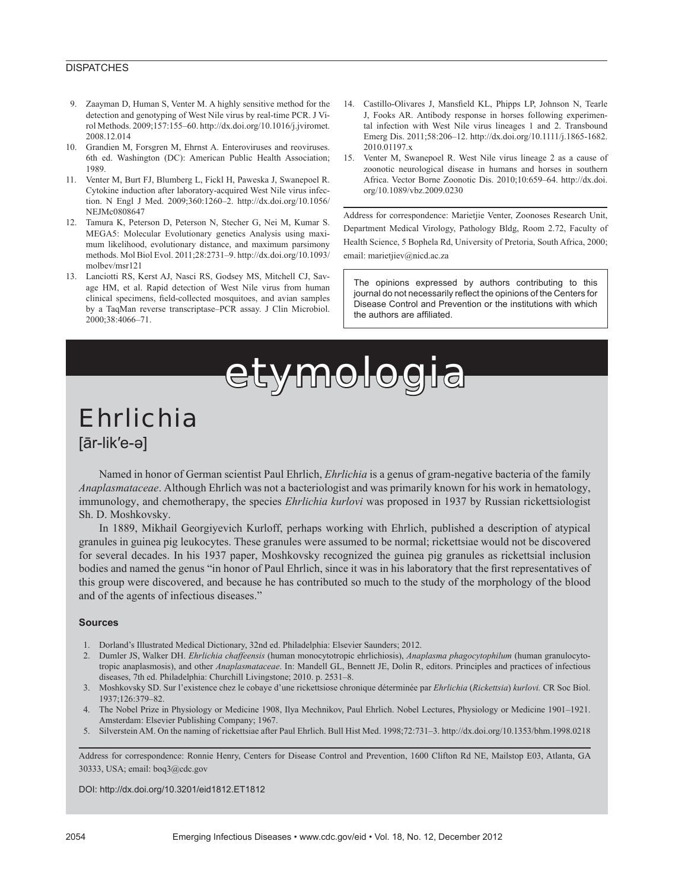9. Zaayman D, Human S, Venter M. A highly sensitive method for the detection and genotyping of West Nile virus by real-time PCR. J Virol Methods. 2009;157:155–60. http://dx.doi.org/10.1016/j.jviromet.2008.12.014
10. Grandien M, Forsgren M, Ehrnst A. Enteroviruses and reoviruses. 6th ed. Washington (DC): American Public Health Association; 1989.
11. Venter M, Burt FJ, Blumberg L, Fickl H, Paweska J, Swanepoel R. Cytokine induction after laboratory-acquired West Nile virus infection. N Engl J Med. 2009;360:1260–2. http://dx.doi.org/10.1056/NEJMc0808647
12. Tamura K, Peterson D, Peterson N, Stecher G, Nei M, Kumar S. MEGA5: Molecular Evolutionary genetics Analysis using maximum likelihood, evolutionary distance, and maximum parsimony methods. Mol Biol Evol. 2011;28:2731–9. http://dx.doi.org/10.1093/molbev/msr121
13. Lanciotti RS, Kerst AJ, Nasci RS, Godsey MS, Mitchell CJ, Savage HM, et al. Rapid detection of West Nile virus from human clinical specimens, field-collected mosquitoes, and avian samples by a TaqMan reverse transcriptase–PCR assay. J Clin Microbiol. 2000;38:4066–71.
14. Castillo-Olivares J, Mansfield KL, Phipps LP, Johnson N, Tearle J, Fooks AR. Antibody response in horses following experimental infection with West Nile virus lineages 1 and 2. Transbound Emerg Dis. 2011;58:206–12. http://dx.doi.org/10.1111/j.1865-1682.2010.01197.x
15. Venter M, Swanepoel R. West Nile virus lineage 2 as a cause of zoonotic neurological disease in humans and horses in southern Africa. Vector Borne Zoonotic Dis. 2010;10:659–64. http://dx.doi.org/10.1089/vbz.2009.0230

Address for correspondence: Marietjie Venter, Zoonoses Research Unit, Department Medical Virology, Pathology Bldg, Room 2.72, Faculty of Health Science, 5 Bophela Rd, University of Pretoria, South Africa, 2000; email: marietjiev@nicd.ac.za

The opinions expressed by authors contributing to this journal do not necessarily reflect the opinions of the Centers for Disease Control and Prevention or the institutions with which the authors are affiliated.

# etymologia

## Ehrlichia

[ār-lik′e-ə]

Named in honor of German scientist Paul Ehrlich, *Ehrlichia* is a genus of gram-negative bacteria of the family *Anaplasmataceae*. Although Ehrlich was not a bacteriologist and was primarily known for his work in hematology, immunology, and chemotherapy, the species *Ehrlichia kurlovi* was proposed in 1937 by Russian rickettsiologist Sh. D. Moshkovsky.

In 1889, Mikhail Georgiyevich Kurloff, perhaps working with Ehrlich, published a description of atypical granules in guinea pig leukocytes. These granules were assumed to be normal; rickettsiae would not be discovered for several decades. In his 1937 paper, Moshkovsky recognized the guinea pig granules as rickettsial inclusion bodies and named the genus "in honor of Paul Ehrlich, since it was in his laboratory that the first representatives of this group were discovered, and because he has contributed so much to the study of the morphology of the blood and of the agents of infectious diseases."

### Sources

1. Dorland's Illustrated Medical Dictionary, 32nd ed. Philadelphia: Elsevier Saunders; 2012.
2. Dumler JS, Walker DH. *Ehrlichia chaffeensis* (human monocytotropic ehrlichiosis), *Anaplasma phagocytophilum* (human granulocytotropic anaplasmosis), and other *Anaplasmataceae*. In: Mandell GL, Bennett JE, Dolin R, editors. Principles and practices of infectious diseases, 7th ed. Philadelphia: Churchill Livingstone; 2010. p. 2531–8.
3. Moshkovsky SD. Sur l'existence chez le cobaye d'une rickettsiose chronique déterminée par *Ehrlichia* (*Rickettsia*) *kurlovi.* CR Soc Biol. 1937;126:379–82.
4. The Nobel Prize in Physiology or Medicine 1908, Ilya Mechnikov, Paul Ehrlich. Nobel Lectures, Physiology or Medicine 1901–1921. Amsterdam: Elsevier Publishing Company; 1967.
5. Silverstein AM. On the naming of rickettsiae after Paul Ehrlich. Bull Hist Med. 1998;72:731–3. http://dx.doi.org/10.1353/bhm.1998.0218

Address for correspondence: Ronnie Henry, Centers for Disease Control and Prevention, 1600 Clifton Rd NE, Mailstop E03, Atlanta, GA 30333, USA; email: boq3@cdc.gov

DOI: http://dx.doi.org/10.3201/eid1812.ET1812